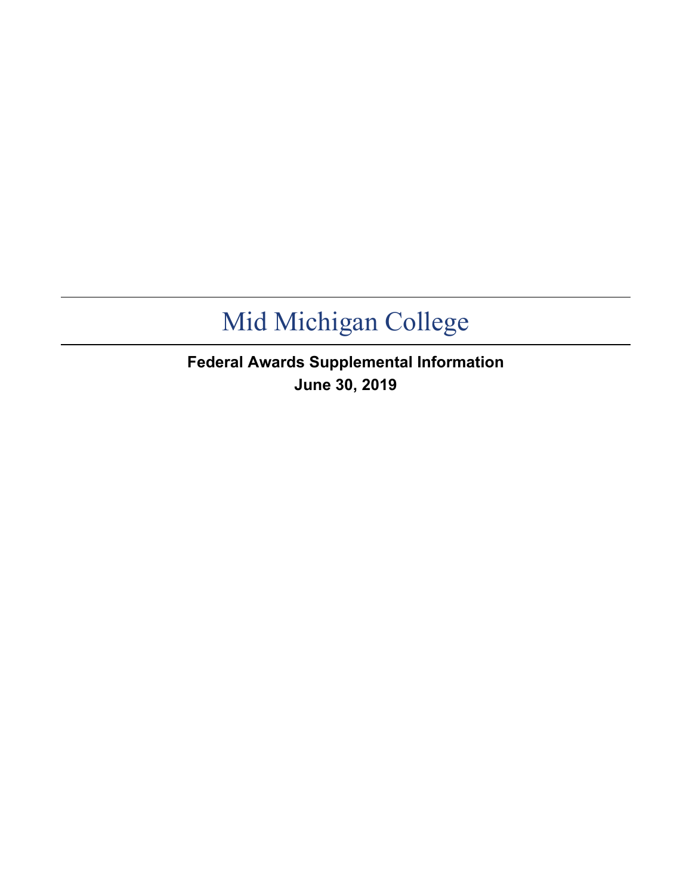# Mid Michigan College

**Federal Awards Supplemental Information**

**June 30, 2019**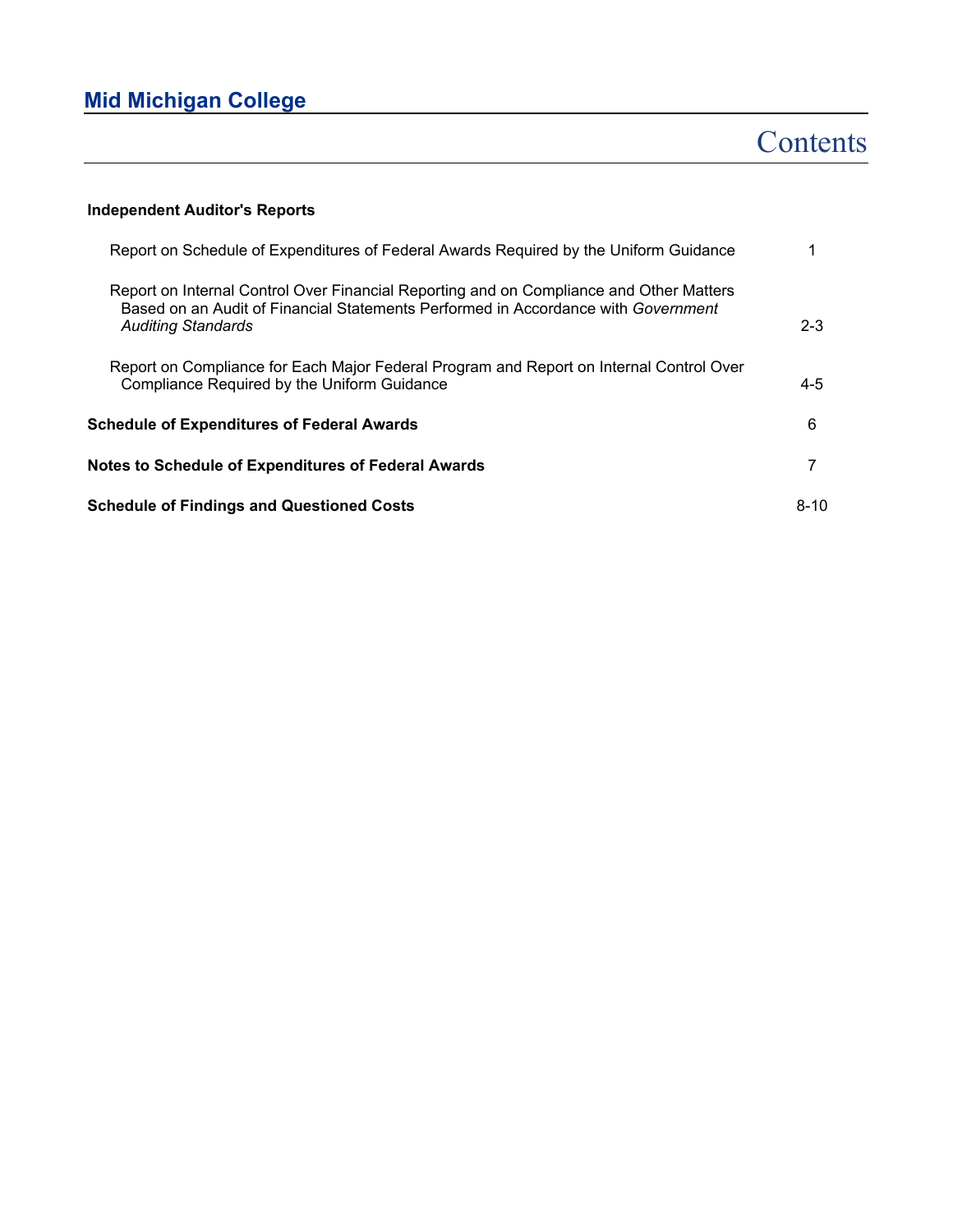# Mid Michigan College

## Contents

| | |
|---|---|
| **Independent Auditor's Reports** | |
| Report on Schedule of Expenditures of Federal Awards Required by the Uniform Guidance | 1 |
| Report on Internal Control Over Financial Reporting and on Compliance and Other Matters Based on an Audit of Financial Statements Performed in Accordance with *Government Auditing Standards* | 2-3 |
| Report on Compliance for Each Major Federal Program and Report on Internal Control Over Compliance Required by the Uniform Guidance | 4-5 |
| **Schedule of Expenditures of Federal Awards** | 6 |
| **Notes to Schedule of Expenditures of Federal Awards** | 7 |
| **Schedule of Findings and Questioned Costs** | 8-10 |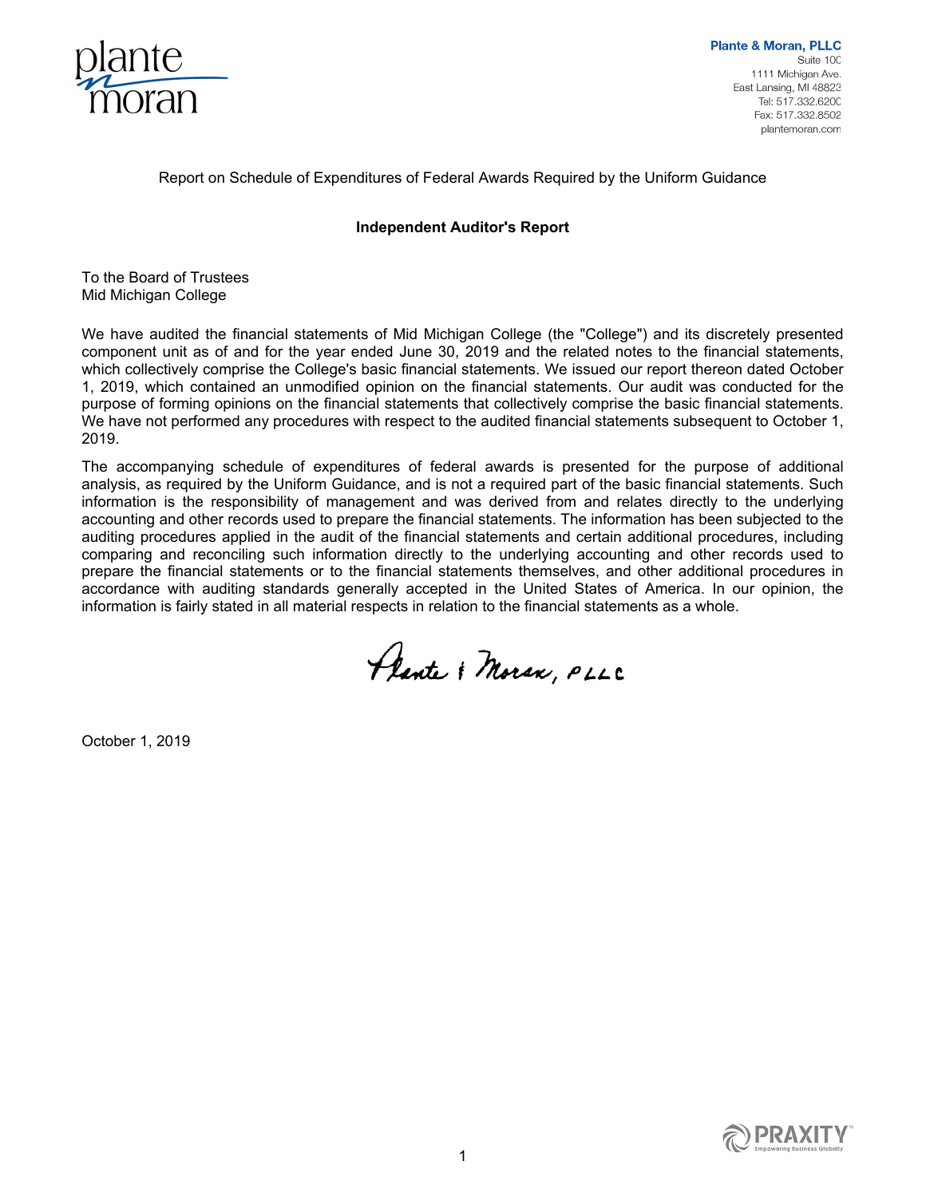**Plante & Moran, PLLC**
Suite 100
1111 Michigan Ave.
East Lansing, MI 48823
Tel: 517.332.6200
Fax: 517.332.8502
plantemoran.com

Report on Schedule of Expenditures of Federal Awards Required by the Uniform Guidance

## Independent Auditor's Report

To the Board of Trustees
Mid Michigan College

We have audited the financial statements of Mid Michigan College (the "College") and its discretely presented component unit as of and for the year ended June 30, 2019 and the related notes to the financial statements, which collectively comprise the College's basic financial statements. We issued our report thereon dated October 1, 2019, which contained an unmodified opinion on the financial statements. Our audit was conducted for the purpose of forming opinions on the financial statements that collectively comprise the basic financial statements. We have not performed any procedures with respect to the audited financial statements subsequent to October 1, 2019.

The accompanying schedule of expenditures of federal awards is presented for the purpose of additional analysis, as required by the Uniform Guidance, and is not a required part of the basic financial statements. Such information is the responsibility of management and was derived from and relates directly to the underlying accounting and other records used to prepare the financial statements. The information has been subjected to the auditing procedures applied in the audit of the financial statements and certain additional procedures, including comparing and reconciling such information directly to the underlying accounting and other records used to prepare the financial statements or to the financial statements themselves, and other additional procedures in accordance with auditing standards generally accepted in the United States of America. In our opinion, the information is fairly stated in all material respects in relation to the financial statements as a whole.

Plante & Moran, PLLC

October 1, 2019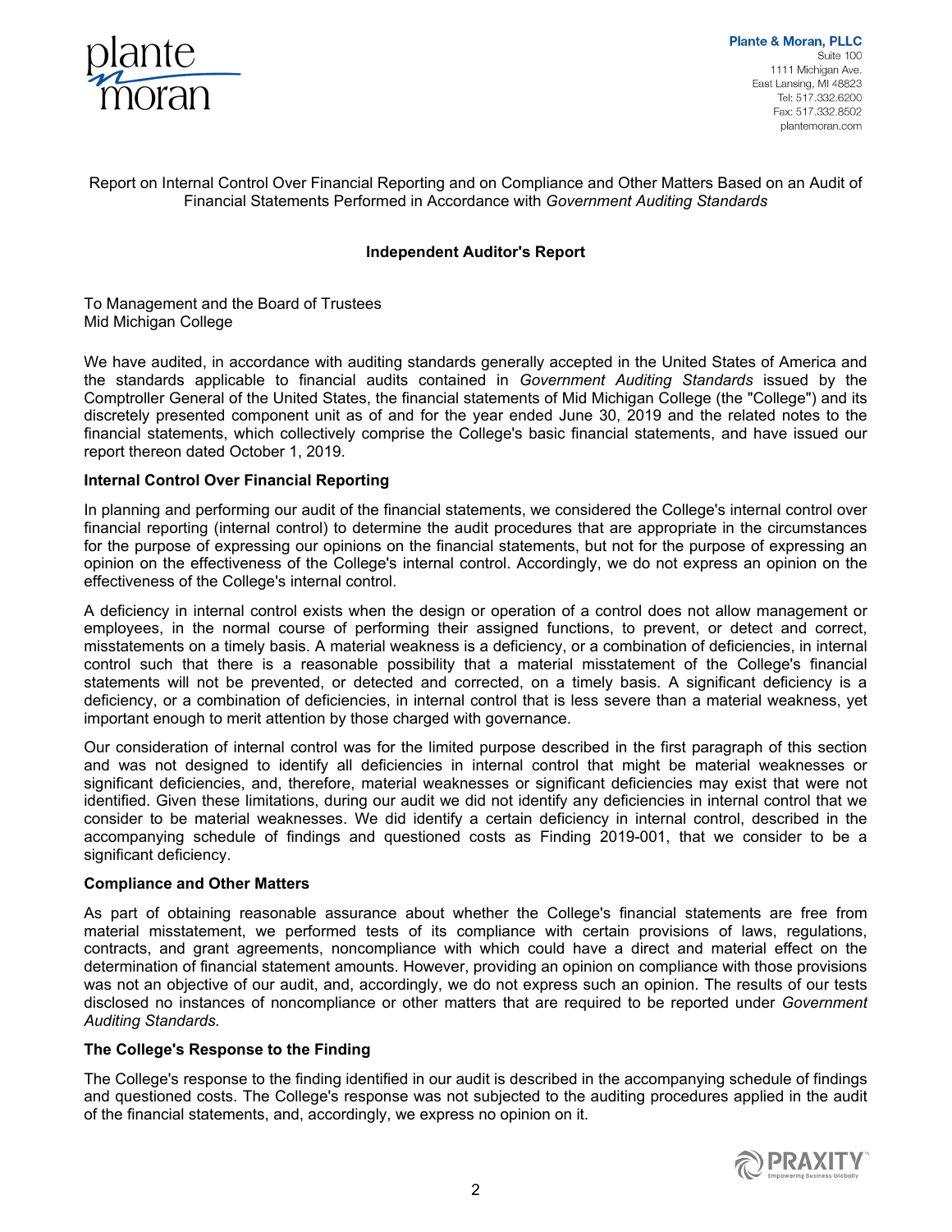Plante & Moran, PLLC
Suite 100
1111 Michigan Ave.
East Lansing, MI 48823
Tel: 517.332.6200
Fax: 517.332.8502
plantemoran.com

Report on Internal Control Over Financial Reporting and on Compliance and Other Matters Based on an Audit of Financial Statements Performed in Accordance with *Government Auditing Standards*

## Independent Auditor's Report

To Management and the Board of Trustees
Mid Michigan College

We have audited, in accordance with auditing standards generally accepted in the United States of America and the standards applicable to financial audits contained in *Government Auditing Standards* issued by the Comptroller General of the United States, the financial statements of Mid Michigan College (the "College") and its discretely presented component unit as of and for the year ended June 30, 2019 and the related notes to the financial statements, which collectively comprise the College's basic financial statements, and have issued our report thereon dated October 1, 2019.

### Internal Control Over Financial Reporting

In planning and performing our audit of the financial statements, we considered the College's internal control over financial reporting (internal control) to determine the audit procedures that are appropriate in the circumstances for the purpose of expressing our opinions on the financial statements, but not for the purpose of expressing an opinion on the effectiveness of the College's internal control. Accordingly, we do not express an opinion on the effectiveness of the College's internal control.

A deficiency in internal control exists when the design or operation of a control does not allow management or employees, in the normal course of performing their assigned functions, to prevent, or detect and correct, misstatements on a timely basis. A material weakness is a deficiency, or a combination of deficiencies, in internal control such that there is a reasonable possibility that a material misstatement of the College's financial statements will not be prevented, or detected and corrected, on a timely basis. A significant deficiency is a deficiency, or a combination of deficiencies, in internal control that is less severe than a material weakness, yet important enough to merit attention by those charged with governance.

Our consideration of internal control was for the limited purpose described in the first paragraph of this section and was not designed to identify all deficiencies in internal control that might be material weaknesses or significant deficiencies, and, therefore, material weaknesses or significant deficiencies may exist that were not identified. Given these limitations, during our audit we did not identify any deficiencies in internal control that we consider to be material weaknesses. We did identify a certain deficiency in internal control, described in the accompanying schedule of findings and questioned costs as Finding 2019-001, that we consider to be a significant deficiency.

### Compliance and Other Matters

As part of obtaining reasonable assurance about whether the College's financial statements are free from material misstatement, we performed tests of its compliance with certain provisions of laws, regulations, contracts, and grant agreements, noncompliance with which could have a direct and material effect on the determination of financial statement amounts. However, providing an opinion on compliance with those provisions was not an objective of our audit, and, accordingly, we do not express such an opinion. The results of our tests disclosed no instances of noncompliance or other matters that are required to be reported under *Government Auditing Standards.*

### The College's Response to the Finding

The College's response to the finding identified in our audit is described in the accompanying schedule of findings and questioned costs. The College's response was not subjected to the auditing procedures applied in the audit of the financial statements, and, accordingly, we express no opinion on it.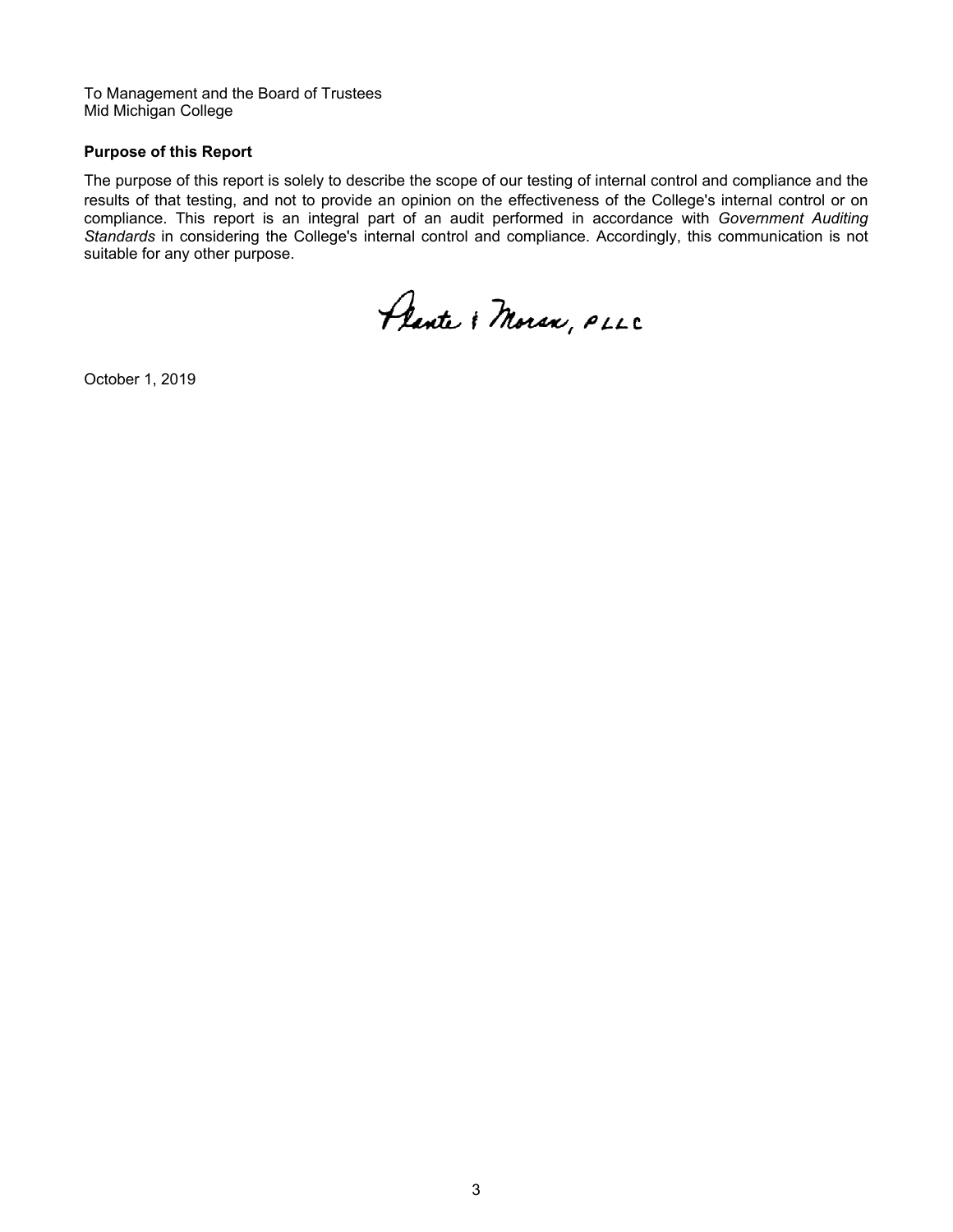To Management and the Board of Trustees
Mid Michigan College

**Purpose of this Report**

The purpose of this report is solely to describe the scope of our testing of internal control and compliance and the results of that testing, and not to provide an opinion on the effectiveness of the College's internal control or on compliance. This report is an integral part of an audit performed in accordance with *Government Auditing Standards* in considering the College's internal control and compliance. Accordingly, this communication is not suitable for any other purpose.

Plante & Moran, PLLC

October 1, 2019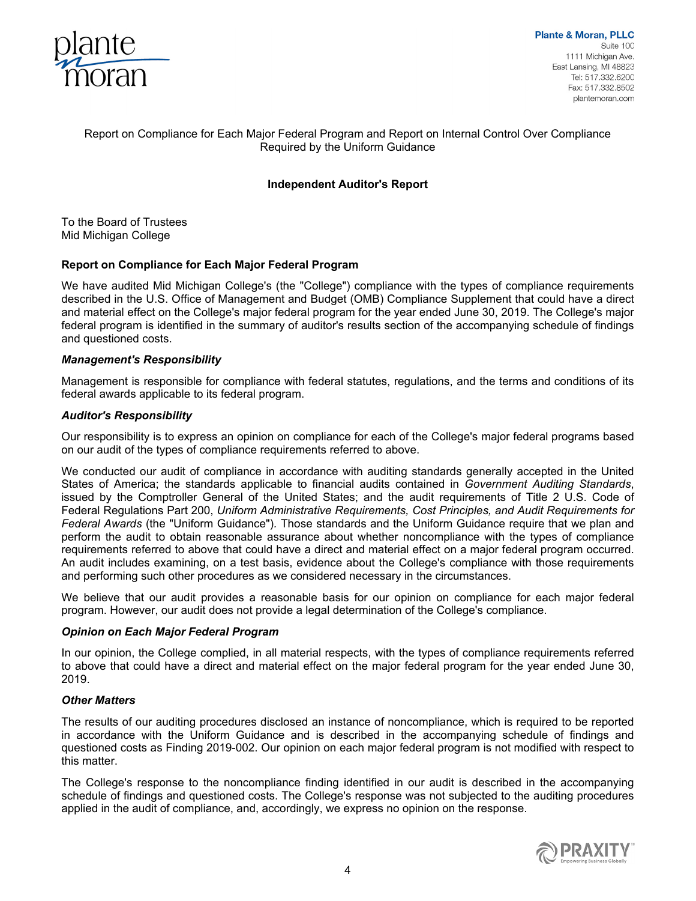Plante & Moran, PLLC
Suite 100
1111 Michigan Ave.
East Lansing, MI 48823
Tel: 517.332.6200
Fax: 517.332.8502
plantemoran.com

Report on Compliance for Each Major Federal Program and Report on Internal Control Over Compliance Required by the Uniform Guidance

## Independent Auditor's Report

To the Board of Trustees
Mid Michigan College

### Report on Compliance for Each Major Federal Program

We have audited Mid Michigan College's (the "College") compliance with the types of compliance requirements described in the U.S. Office of Management and Budget (OMB) Compliance Supplement that could have a direct and material effect on the College's major federal program for the year ended June 30, 2019. The College's major federal program is identified in the summary of auditor's results section of the accompanying schedule of findings and questioned costs.

***Management's Responsibility***

Management is responsible for compliance with federal statutes, regulations, and the terms and conditions of its federal awards applicable to its federal program.

***Auditor's Responsibility***

Our responsibility is to express an opinion on compliance for each of the College's major federal programs based on our audit of the types of compliance requirements referred to above.

We conducted our audit of compliance in accordance with auditing standards generally accepted in the United States of America; the standards applicable to financial audits contained in *Government Auditing Standards*, issued by the Comptroller General of the United States; and the audit requirements of Title 2 U.S. Code of Federal Regulations Part 200, *Uniform Administrative Requirements, Cost Principles, and Audit Requirements for Federal Awards* (the "Uniform Guidance"). Those standards and the Uniform Guidance require that we plan and perform the audit to obtain reasonable assurance about whether noncompliance with the types of compliance requirements referred to above that could have a direct and material effect on a major federal program occurred. An audit includes examining, on a test basis, evidence about the College's compliance with those requirements and performing such other procedures as we considered necessary in the circumstances.

We believe that our audit provides a reasonable basis for our opinion on compliance for each major federal program. However, our audit does not provide a legal determination of the College's compliance.

***Opinion on Each Major Federal Program***

In our opinion, the College complied, in all material respects, with the types of compliance requirements referred to above that could have a direct and material effect on the major federal program for the year ended June 30, 2019.

***Other Matters***

The results of our auditing procedures disclosed an instance of noncompliance, which is required to be reported in accordance with the Uniform Guidance and is described in the accompanying schedule of findings and questioned costs as Finding 2019-002. Our opinion on each major federal program is not modified with respect to this matter.

The College's response to the noncompliance finding identified in our audit is described in the accompanying schedule of findings and questioned costs. The College's response was not subjected to the auditing procedures applied in the audit of compliance, and, accordingly, we express no opinion on the response.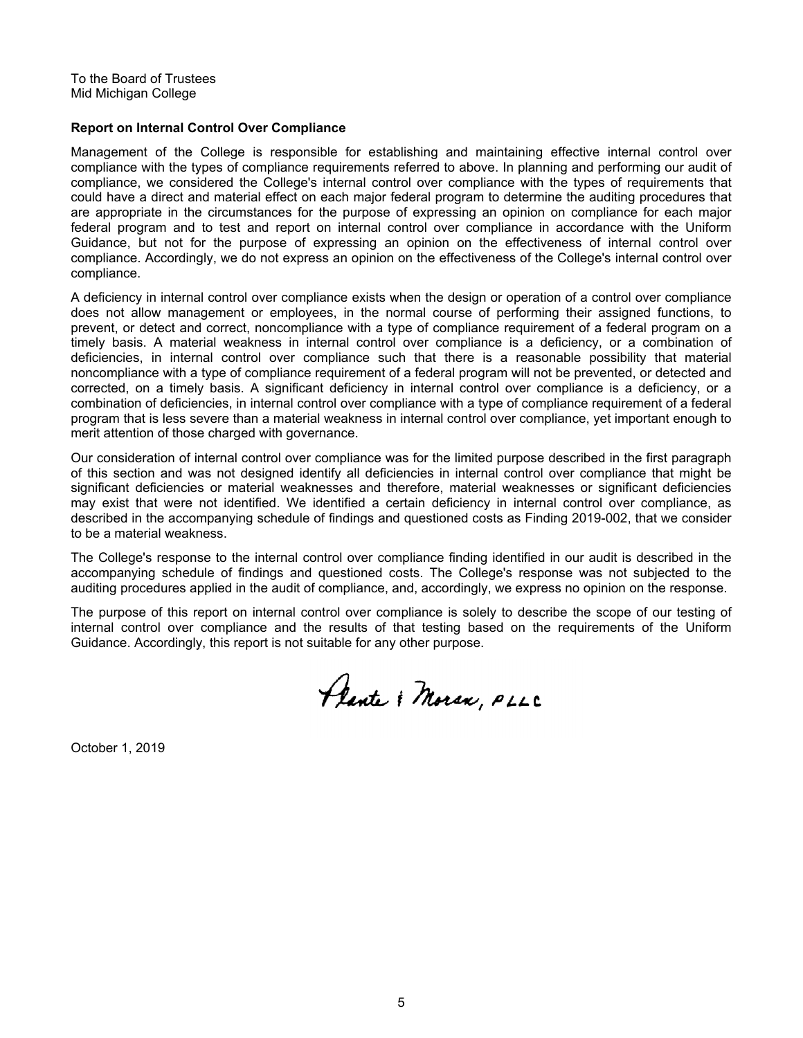To the Board of Trustees
Mid Michigan College

**Report on Internal Control Over Compliance**

Management of the College is responsible for establishing and maintaining effective internal control over compliance with the types of compliance requirements referred to above. In planning and performing our audit of compliance, we considered the College's internal control over compliance with the types of requirements that could have a direct and material effect on each major federal program to determine the auditing procedures that are appropriate in the circumstances for the purpose of expressing an opinion on compliance for each major federal program and to test and report on internal control over compliance in accordance with the Uniform Guidance, but not for the purpose of expressing an opinion on the effectiveness of internal control over compliance. Accordingly, we do not express an opinion on the effectiveness of the College's internal control over compliance.

A deficiency in internal control over compliance exists when the design or operation of a control over compliance does not allow management or employees, in the normal course of performing their assigned functions, to prevent, or detect and correct, noncompliance with a type of compliance requirement of a federal program on a timely basis. A material weakness in internal control over compliance is a deficiency, or a combination of deficiencies, in internal control over compliance such that there is a reasonable possibility that material noncompliance with a type of compliance requirement of a federal program will not be prevented, or detected and corrected, on a timely basis. A significant deficiency in internal control over compliance is a deficiency, or a combination of deficiencies, in internal control over compliance with a type of compliance requirement of a federal program that is less severe than a material weakness in internal control over compliance, yet important enough to merit attention of those charged with governance.

Our consideration of internal control over compliance was for the limited purpose described in the first paragraph of this section and was not designed identify all deficiencies in internal control over compliance that might be significant deficiencies or material weaknesses and therefore, material weaknesses or significant deficiencies may exist that were not identified. We identified a certain deficiency in internal control over compliance, as described in the accompanying schedule of findings and questioned costs as Finding 2019-002, that we consider to be a material weakness.

The College's response to the internal control over compliance finding identified in our audit is described in the accompanying schedule of findings and questioned costs. The College's response was not subjected to the auditing procedures applied in the audit of compliance, and, accordingly, we express no opinion on the response.

The purpose of this report on internal control over compliance is solely to describe the scope of our testing of internal control over compliance and the results of that testing based on the requirements of the Uniform Guidance. Accordingly, this report is not suitable for any other purpose.

Plante & Moran, PLLC

October 1, 2019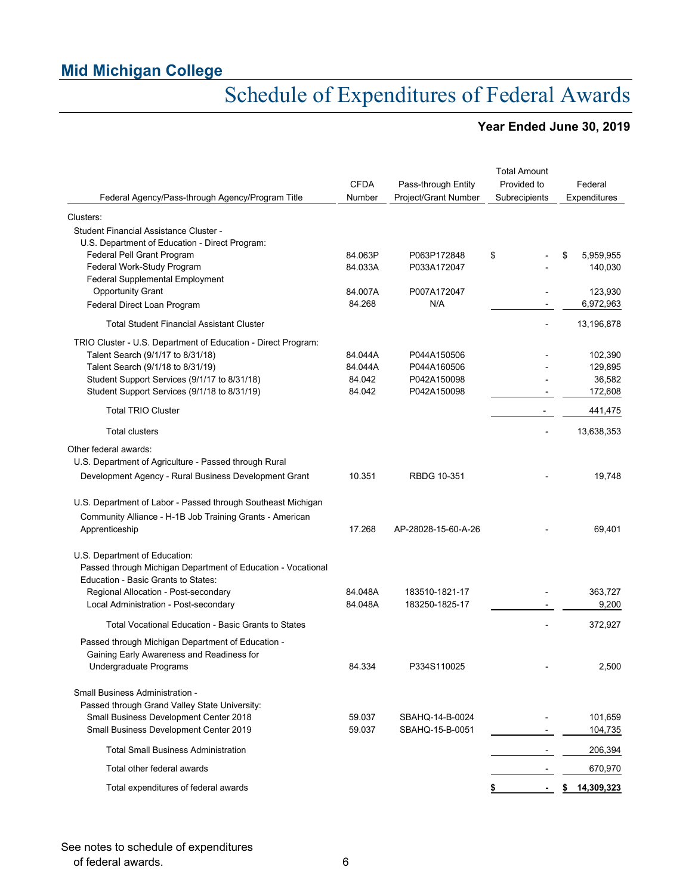# Mid Michigan College

## Schedule of Expenditures of Federal Awards

**Year Ended June 30, 2019**

| Federal Agency/Pass-through Agency/Program Title | CFDA Number | Pass-through Entity Project/Grant Number | Total Amount Provided to Subrecipients | Federal Expenditures |
|---|---|---|---|---|
| Clusters: | | | | |
| Student Financial Assistance Cluster - | | | | |
| U.S. Department of Education - Direct Program: | | | | |
| Federal Pell Grant Program | 84.063P | P063P172848 | $ - | $ 5,959,955 |
| Federal Work-Study Program | 84.033A | P033A172047 | - | 140,030 |
| Federal Supplemental Employment Opportunity Grant | 84.007A | P007A172047 | - | 123,930 |
| Federal Direct Loan Program | 84.268 | N/A | - | 6,972,963 |
| Total Student Financial Assistant Cluster | | | - | 13,196,878 |
| TRIO Cluster - U.S. Department of Education - Direct Program: | | | | |
| Talent Search (9/1/17 to 8/31/18) | 84.044A | P044A150506 | - | 102,390 |
| Talent Search (9/1/18 to 8/31/19) | 84.044A | P044A160506 | - | 129,895 |
| Student Support Services (9/1/17 to 8/31/18) | 84.042 | P042A150098 | - | 36,582 |
| Student Support Services (9/1/18 to 8/31/19) | 84.042 | P042A150098 | - | 172,608 |
| Total TRIO Cluster | | | - | 441,475 |
| Total clusters | | | - | 13,638,353 |
| Other federal awards: | | | | |
| U.S. Department of Agriculture - Passed through Rural Development Agency - Rural Business Development Grant | 10.351 | RBDG 10-351 | - | 19,748 |
| U.S. Department of Labor - Passed through Southeast Michigan Community Alliance - H-1B Job Training Grants - American Apprenticeship | 17.268 | AP-28028-15-60-A-26 | - | 69,401 |
| U.S. Department of Education: | | | | |
| Passed through Michigan Department of Education - Vocational Education - Basic Grants to States: | | | | |
| Regional Allocation - Post-secondary | 84.048A | 183510-1821-17 | - | 363,727 |
| Local Administration - Post-secondary | 84.048A | 183250-1825-17 | - | 9,200 |
| Total Vocational Education - Basic Grants to States | | | - | 372,927 |
| Passed through Michigan Department of Education - Gaining Early Awareness and Readiness for Undergraduate Programs | 84.334 | P334S110025 | - | 2,500 |
| Small Business Administration - | | | | |
| Passed through Grand Valley State University: | | | | |
| Small Business Development Center 2018 | 59.037 | SBAHQ-14-B-0024 | - | 101,659 |
| Small Business Development Center 2019 | 59.037 | SBAHQ-15-B-0051 | - | 104,735 |
| Total Small Business Administration | | | - | 206,394 |
| Total other federal awards | | | - | 670,970 |
| Total expenditures of federal awards | | | **$ -** | **$ 14,309,323** |

See notes to schedule of expenditures of federal awards.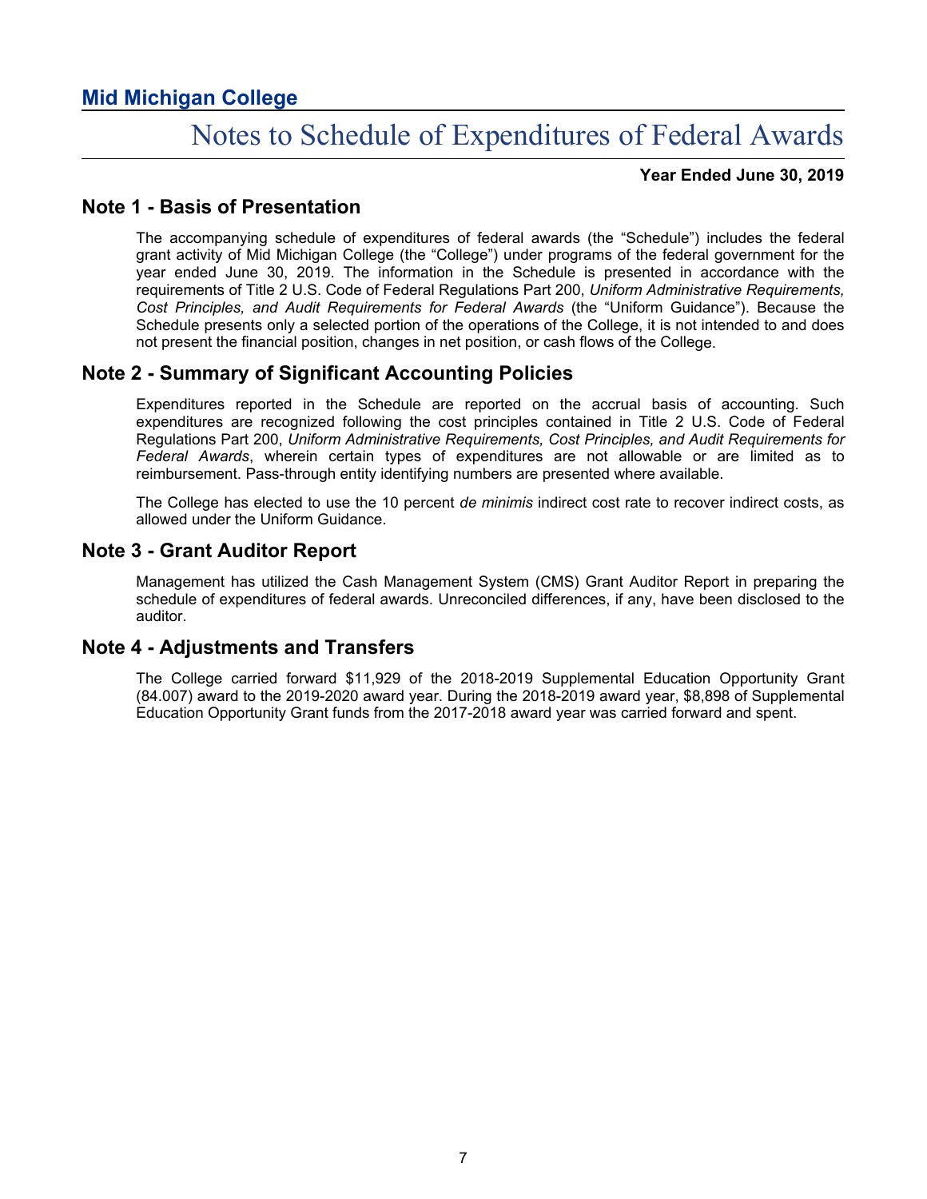# Mid Michigan College

## Notes to Schedule of Expenditures of Federal Awards

**Year Ended June 30, 2019**

### Note 1 - Basis of Presentation

The accompanying schedule of expenditures of federal awards (the “Schedule”) includes the federal grant activity of Mid Michigan College (the “College”) under programs of the federal government for the year ended June 30, 2019. The information in the Schedule is presented in accordance with the requirements of Title 2 U.S. Code of Federal Regulations Part 200, *Uniform Administrative Requirements, Cost Principles, and Audit Requirements for Federal Awards* (the “Uniform Guidance”). Because the Schedule presents only a selected portion of the operations of the College, it is not intended to and does not present the financial position, changes in net position, or cash flows of the College.

### Note 2 - Summary of Significant Accounting Policies

Expenditures reported in the Schedule are reported on the accrual basis of accounting. Such expenditures are recognized following the cost principles contained in Title 2 U.S. Code of Federal Regulations Part 200, *Uniform Administrative Requirements, Cost Principles, and Audit Requirements for Federal Awards*, wherein certain types of expenditures are not allowable or are limited as to reimbursement. Pass-through entity identifying numbers are presented where available.

The College has elected to use the 10 percent *de minimis* indirect cost rate to recover indirect costs, as allowed under the Uniform Guidance.

### Note 3 - Grant Auditor Report

Management has utilized the Cash Management System (CMS) Grant Auditor Report in preparing the schedule of expenditures of federal awards. Unreconciled differences, if any, have been disclosed to the auditor.

### Note 4 - Adjustments and Transfers

The College carried forward $11,929 of the 2018-2019 Supplemental Education Opportunity Grant (84.007) award to the 2019-2020 award year. During the 2018-2019 award year, $8,898 of Supplemental Education Opportunity Grant funds from the 2017-2018 award year was carried forward and spent.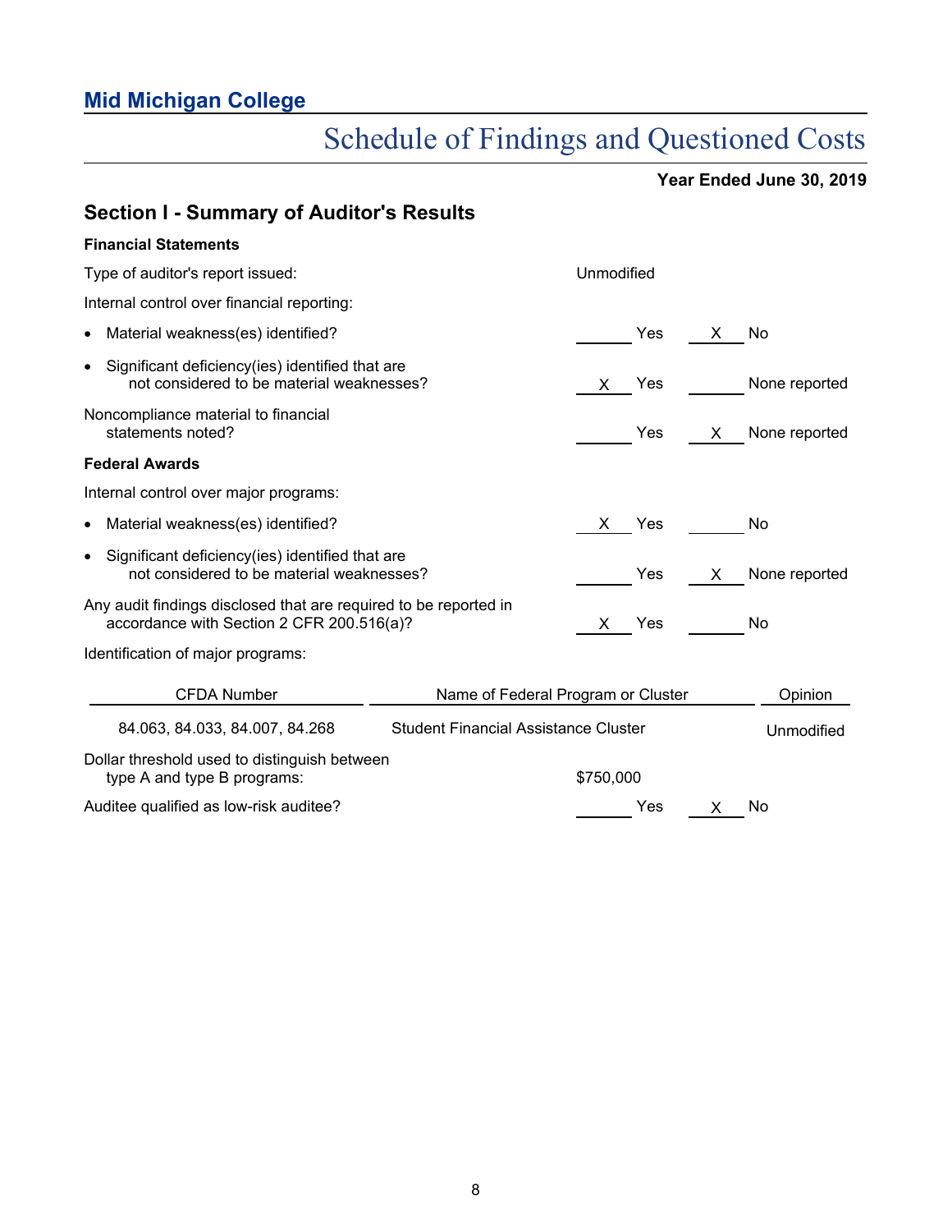## Mid Michigan College

# Schedule of Findings and Questioned Costs

**Year Ended June 30, 2019**

## Section I - Summary of Auditor's Results

### Financial Statements

Type of auditor's report issued: Unmodified

Internal control over financial reporting:

- Material weakness(es) identified? ______ Yes __X__ No
- Significant deficiency(ies) identified that are not considered to be material weaknesses? __X__ Yes ______ None reported

Noncompliance material to financial statements noted? ______ Yes __X__ None reported

### Federal Awards

Internal control over major programs:

- Material weakness(es) identified? __X__ Yes ______ No
- Significant deficiency(ies) identified that are not considered to be material weaknesses? ______ Yes __X__ None reported

Any audit findings disclosed that are required to be reported in accordance with Section 2 CFR 200.516(a)? __X__ Yes ______ No

Identification of major programs:

| CFDA Number | Name of Federal Program or Cluster | Opinion |
|---|---|---|
| 84.063, 84.033, 84.007, 84.268 | Student Financial Assistance Cluster | Unmodified |

Dollar threshold used to distinguish between type A and type B programs: $750,000

Auditee qualified as low-risk auditee? ______ Yes __X__ No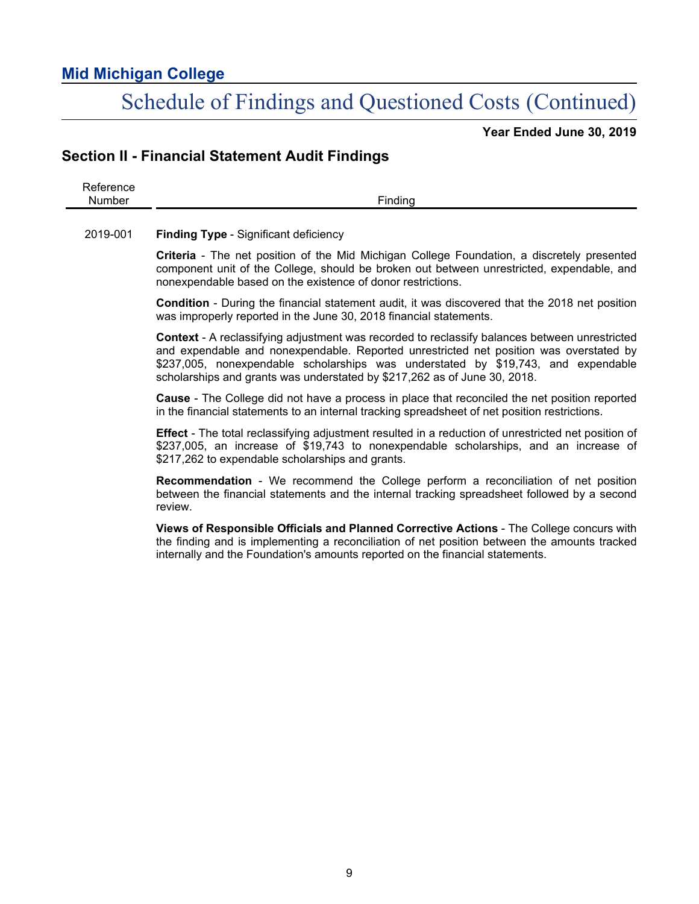# Mid Michigan College

## Schedule of Findings and Questioned Costs (Continued)

**Year Ended June 30, 2019**

## Section II - Financial Statement Audit Findings

| Reference Number | Finding |
|---|---|
| 2019-001 | **Finding Type** - Significant deficiency |

**Criteria** - The net position of the Mid Michigan College Foundation, a discretely presented component unit of the College, should be broken out between unrestricted, expendable, and nonexpendable based on the existence of donor restrictions.

**Condition** - During the financial statement audit, it was discovered that the 2018 net position was improperly reported in the June 30, 2018 financial statements.

**Context** - A reclassifying adjustment was recorded to reclassify balances between unrestricted and expendable and nonexpendable. Reported unrestricted net position was overstated by $237,005, nonexpendable scholarships was understated by $19,743, and expendable scholarships and grants was understated by $217,262 as of June 30, 2018.

**Cause** - The College did not have a process in place that reconciled the net position reported in the financial statements to an internal tracking spreadsheet of net position restrictions.

**Effect** - The total reclassifying adjustment resulted in a reduction of unrestricted net position of $237,005, an increase of $19,743 to nonexpendable scholarships, and an increase of $217,262 to expendable scholarships and grants.

**Recommendation** - We recommend the College perform a reconciliation of net position between the financial statements and the internal tracking spreadsheet followed by a second review.

**Views of Responsible Officials and Planned Corrective Actions** - The College concurs with the finding and is implementing a reconciliation of net position between the amounts tracked internally and the Foundation's amounts reported on the financial statements.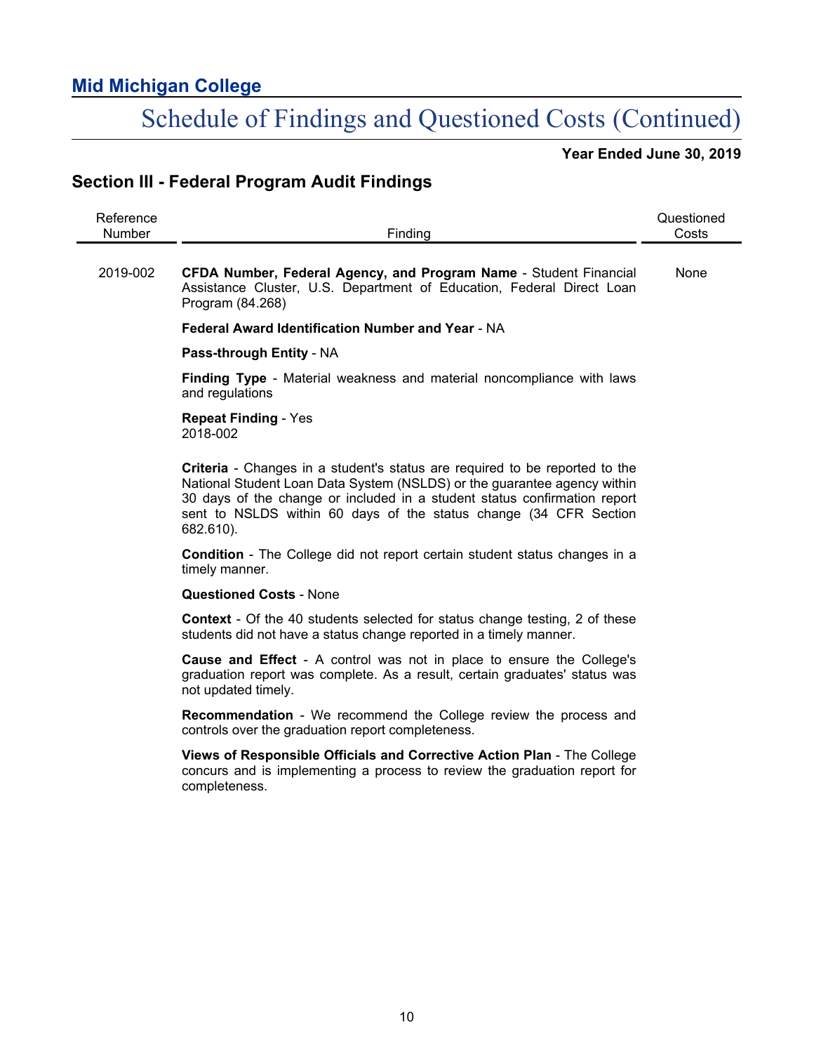# Mid Michigan College

## Schedule of Findings and Questioned Costs (Continued)

**Year Ended June 30, 2019**

## Section III - Federal Program Audit Findings

| Reference Number | Finding | Questioned Costs |
|---|---|---|
| 2019-002 | **CFDA Number, Federal Agency, and Program Name** - Student Financial Assistance Cluster, U.S. Department of Education, Federal Direct Loan Program (84.268) | None |

**Federal Award Identification Number and Year** - NA

**Pass-through Entity** - NA

**Finding Type** - Material weakness and material noncompliance with laws and regulations

**Repeat Finding** - Yes
2018-002

**Criteria** - Changes in a student's status are required to be reported to the National Student Loan Data System (NSLDS) or the guarantee agency within 30 days of the change or included in a student status confirmation report sent to NSLDS within 60 days of the status change (34 CFR Section 682.610).

**Condition** - The College did not report certain student status changes in a timely manner.

**Questioned Costs** - None

**Context** - Of the 40 students selected for status change testing, 2 of these students did not have a status change reported in a timely manner.

**Cause and Effect** - A control was not in place to ensure the College's graduation report was complete. As a result, certain graduates' status was not updated timely.

**Recommendation** - We recommend the College review the process and controls over the graduation report completeness.

**Views of Responsible Officials and Corrective Action Plan** - The College concurs and is implementing a process to review the graduation report for completeness.